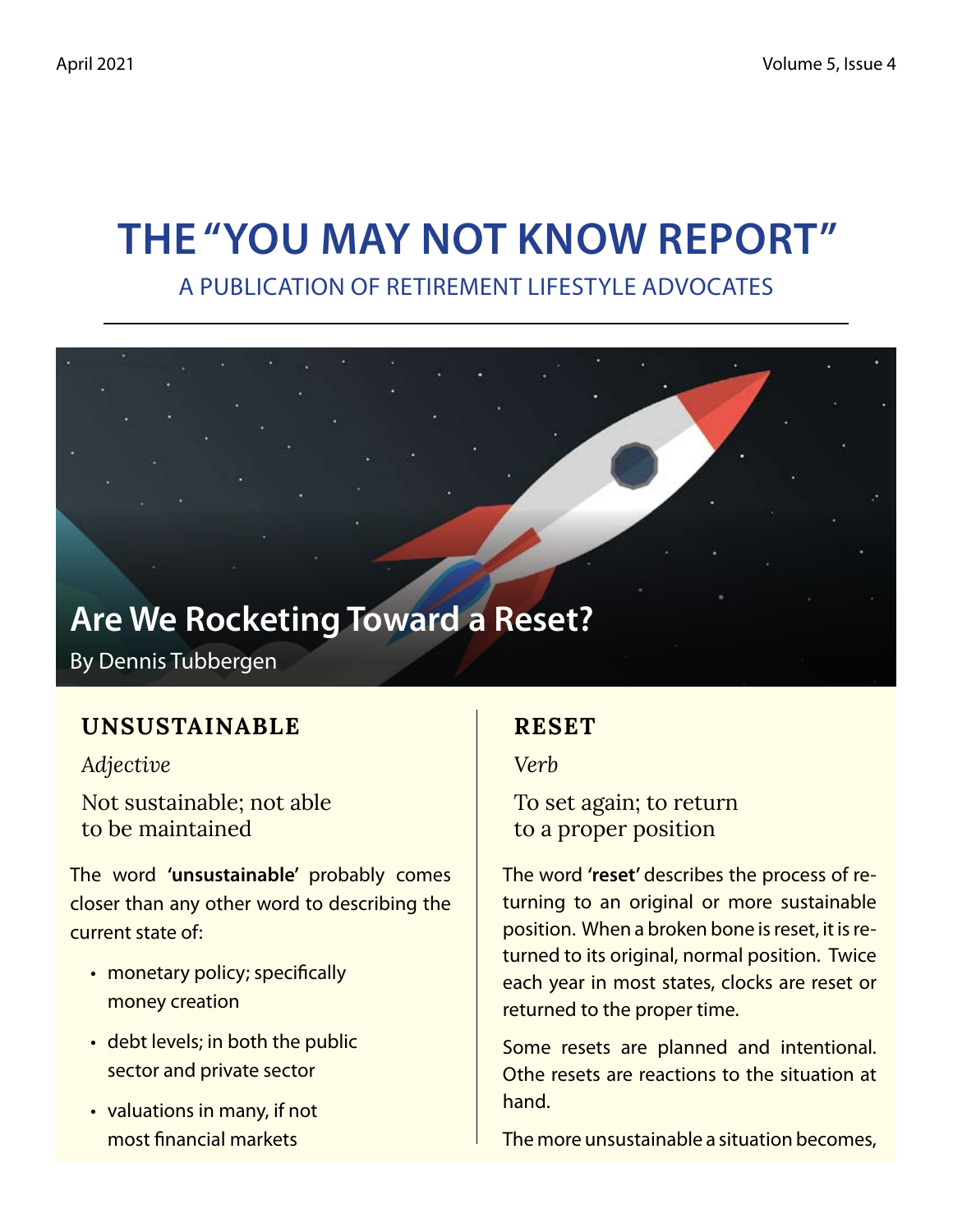# THE "YOU MAY NOT KNOW REPORT"

A PUBLICATION OF RETIREMENT LIFESTYLE ADVOCATES

## Are We Rocketing Toward a Reset?

By Dennis Tubbergen

### UNSUSTAINABLE

*Adjective*

Not sustainable; not able to be maintained

The word **'unsustainable'** probably comes closer than any other word to describing the current state of:

- monetary policy; specifically money creation
- debt levels; in both the public sector and private sector
- valuations in many, if not most financial markets

### RESET

*Verb*

To set again; to return to a proper position

The word **'reset'** describes the process of returning to an original or more sustainable position. When a broken bone is reset, it is returned to its original, normal position. Twice each year in most states, clocks are reset or returned to the proper time.

Some resets are planned and intentional. Othe resets are reactions to the situation at hand.

The more unsustainable a situation becomes,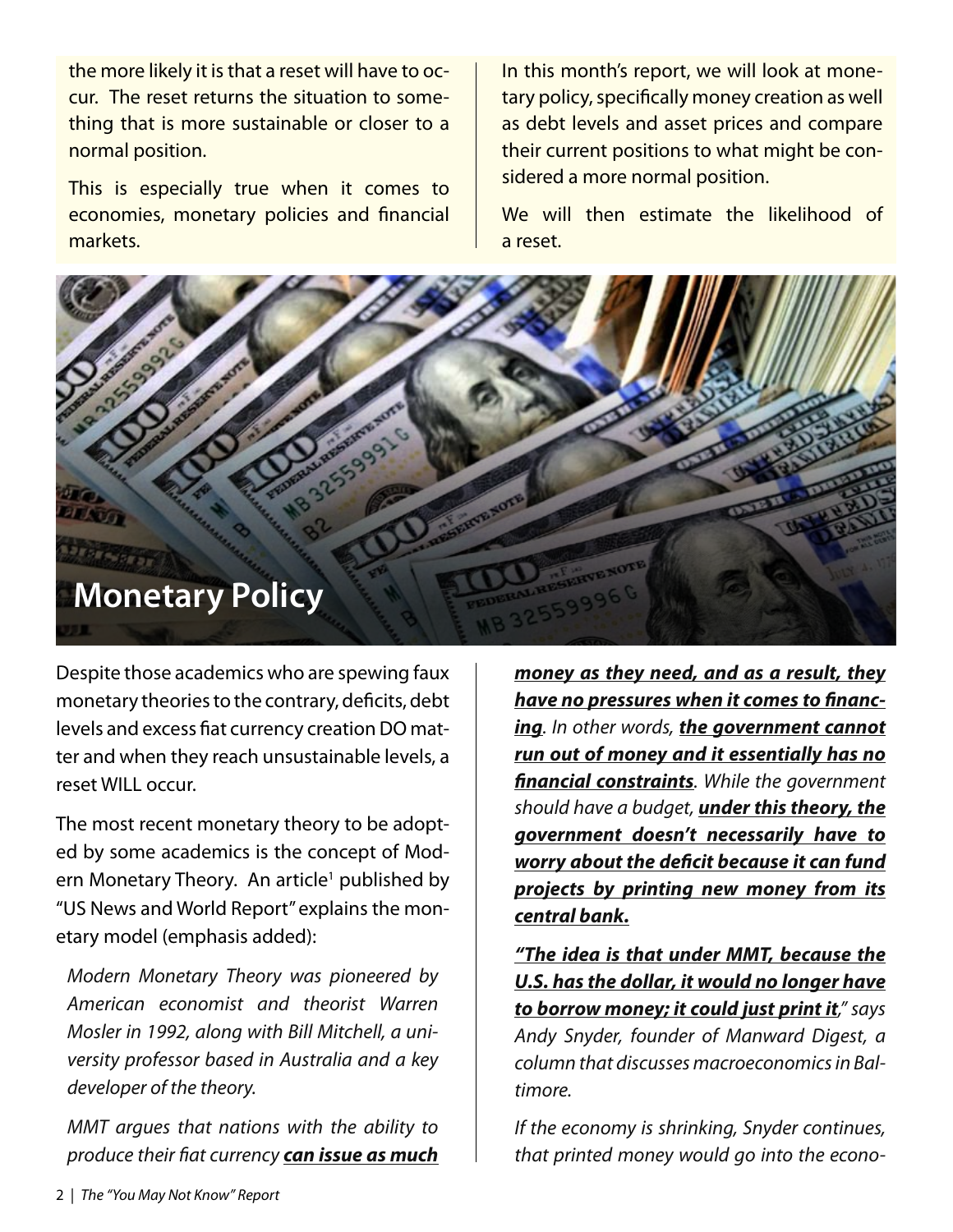the more likely it is that a reset will have to occur. The reset returns the situation to something that is more sustainable or closer to a normal position.

This is especially true when it comes to economies, monetary policies and financial markets.

In this month's report, we will look at monetary policy, specifically money creation as well as debt levels and asset prices and compare their current positions to what might be considered a more normal position.

We will then estimate the likelihood of a reset.

## Monetary Policy

Despite those academics who are spewing faux monetary theories to the contrary, deficits, debt levels and excess fiat currency creation DO matter and when they reach unsustainable levels, a reset WILL occur.

The most recent monetary theory to be adopted by some academics is the concept of Modern Monetary Theory. An article[1] published by "US News and World Report" explains the monetary model (emphasis added):

*Modern Monetary Theory was pioneered by American economist and theorist Warren Mosler in 1992, along with Bill Mitchell, a university professor based in Australia and a key developer of the theory.*

*MMT argues that nations with the ability to produce their fiat currency* ***can issue as much money as they need, and as a result, they have no pressures when it comes to financing****. In other words,* ***the government cannot run out of money and it essentially has no financial constraints****. While the government should have a budget,* ***under this theory, the government doesn't necessarily have to worry about the deficit because it can fund projects by printing new money from its central bank.***

***"The idea is that under MMT, because the U.S. has the dollar, it would no longer have to borrow money; it could just print it****," says Andy Snyder, founder of Manward Digest, a column that discusses macroeconomics in Baltimore.*

*If the economy is shrinking, Snyder continues, that printed money would go into the econo-*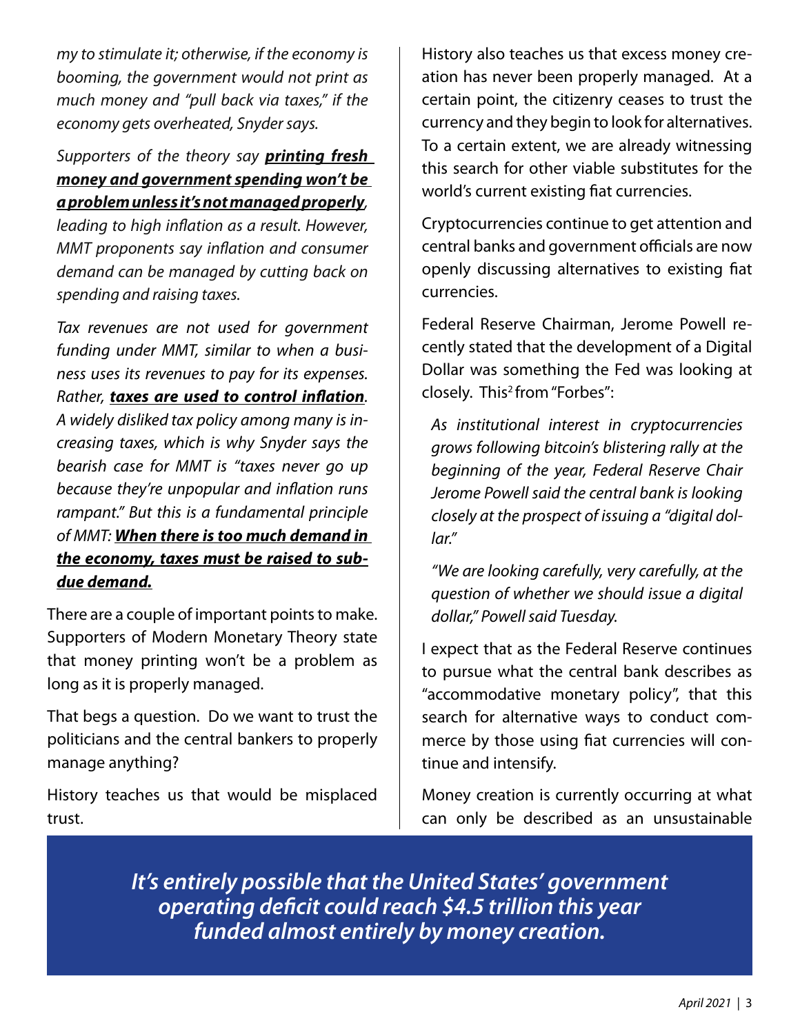*my to stimulate it; otherwise, if the economy is booming, the government would not print as much money and "pull back via taxes," if the economy gets overheated, Snyder says.*

*Supporters of the theory say **printing fresh money and government spending won't be a problem unless it's not managed properly**, leading to high inflation as a result. However, MMT proponents say inflation and consumer demand can be managed by cutting back on spending and raising taxes.*

*Tax revenues are not used for government funding under MMT, similar to when a business uses its revenues to pay for its expenses. Rather, **taxes are used to control inflation**. A widely disliked tax policy among many is increasing taxes, which is why Snyder says the bearish case for MMT is "taxes never go up because they're unpopular and inflation runs rampant." But this is a fundamental principle of MMT: **When there is too much demand in the economy, taxes must be raised to subdue demand.***

There are a couple of important points to make. Supporters of Modern Monetary Theory state that money printing won't be a problem as long as it is properly managed.

That begs a question. Do we want to trust the politicians and the central bankers to properly manage anything?

History teaches us that would be misplaced trust.

History also teaches us that excess money creation has never been properly managed. At a certain point, the citizenry ceases to trust the currency and they begin to look for alternatives. To a certain extent, we are already witnessing this search for other viable substitutes for the world's current existing fiat currencies.

Cryptocurrencies continue to get attention and central banks and government officials are now openly discussing alternatives to existing fiat currencies.

Federal Reserve Chairman, Jerome Powell recently stated that the development of a Digital Dollar was something the Fed was looking at closely. This[2] from "Forbes":

> *As institutional interest in cryptocurrencies grows following bitcoin's blistering rally at the beginning of the year, Federal Reserve Chair Jerome Powell said the central bank is looking closely at the prospect of issuing a "digital dollar."*
>
> *"We are looking carefully, very carefully, at the question of whether we should issue a digital dollar," Powell said Tuesday.*

I expect that as the Federal Reserve continues to pursue what the central bank describes as "accommodative monetary policy", that this search for alternative ways to conduct commerce by those using fiat currencies will continue and intensify.

Money creation is currently occurring at what can only be described as an unsustainable

***It's entirely possible that the United States' government operating deficit could reach $4.5 trillion this year funded almost entirely by money creation.***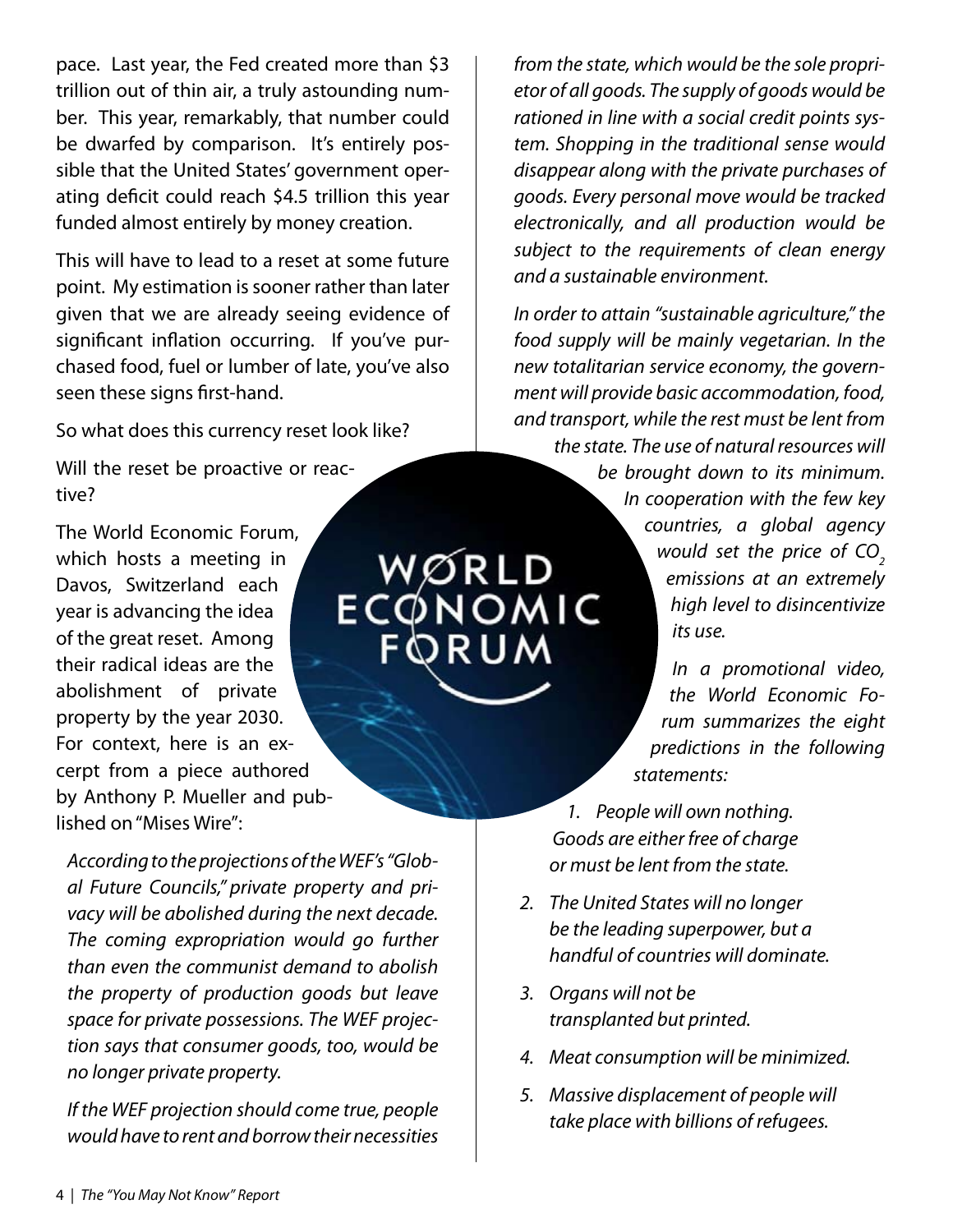pace. Last year, the Fed created more than $3 trillion out of thin air, a truly astounding number. This year, remarkably, that number could be dwarfed by comparison. It's entirely possible that the United States' government operating deficit could reach $4.5 trillion this year funded almost entirely by money creation.

This will have to lead to a reset at some future point. My estimation is sooner rather than later given that we are already seeing evidence of significant inflation occurring. If you've purchased food, fuel or lumber of late, you've also seen these signs first-hand.

So what does this currency reset look like?

Will the reset be proactive or reactive?

The World Economic Forum, which hosts a meeting in Davos, Switzerland each year is advancing the idea of the great reset. Among their radical ideas are the abolishment of private property by the year 2030. For context, here is an excerpt from a piece authored by Anthony P. Mueller and published on "Mises Wire":

> *According to the projections of the WEF's "Global Future Councils," private property and privacy will be abolished during the next decade. The coming expropriation would go further than even the communist demand to abolish the property of production goods but leave space for private possessions. The WEF projection says that consumer goods, too, would be no longer private property.*
>
> *If the WEF projection should come true, people would have to rent and borrow their necessities from the state, which would be the sole proprietor of all goods. The supply of goods would be rationed in line with a social credit points system. Shopping in the traditional sense would disappear along with the private purchases of goods. Every personal move would be tracked electronically, and all production would be subject to the requirements of clean energy and a sustainable environment.*
>
> *In order to attain "sustainable agriculture," the food supply will be mainly vegetarian. In the new totalitarian service economy, the government will provide basic accommodation, food, and transport, while the rest must be lent from the state. The use of natural resources will be brought down to its minimum. In cooperation with the few key countries, a global agency would set the price of $CO_2$ emissions at an extremely high level to disincentivize its use.*
>
> *In a promotional video, the World Economic Forum summarizes the eight predictions in the following statements:*
>
> 1. *People will own nothing. Goods are either free of charge or must be lent from the state.*
> 2. *The United States will no longer be the leading superpower, but a handful of countries will dominate.*
> 3. *Organs will not be transplanted but printed.*
> 4. *Meat consumption will be minimized.*
> 5. *Massive displacement of people will take place with billions of refugees.*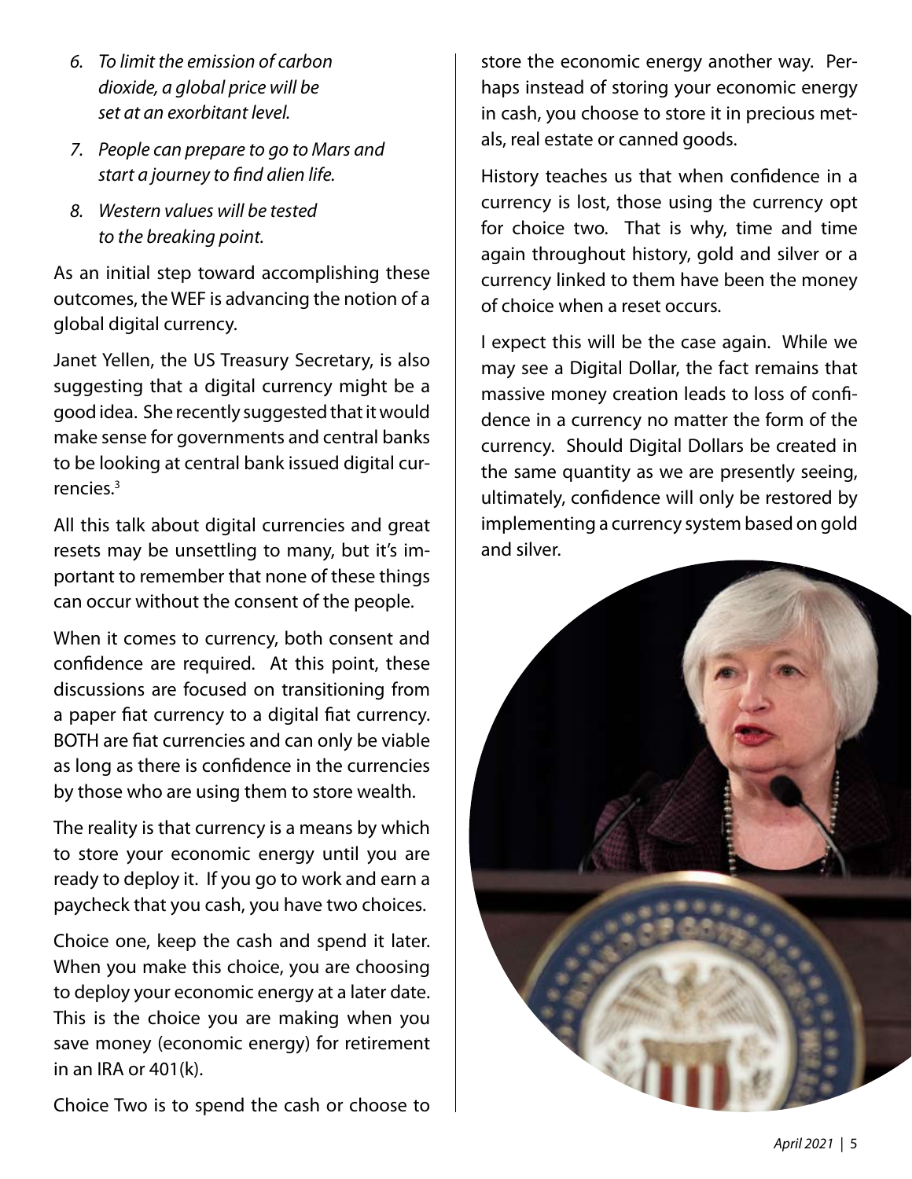6. *To limit the emission of carbon dioxide, a global price will be set at an exorbitant level.*

7. *People can prepare to go to Mars and start a journey to find alien life.*

8. *Western values will be tested to the breaking point.*

As an initial step toward accomplishing these outcomes, the WEF is advancing the notion of a global digital currency.

Janet Yellen, the US Treasury Secretary, is also suggesting that a digital currency might be a good idea. She recently suggested that it would make sense for governments and central banks to be looking at central bank issued digital currencies.[3]

All this talk about digital currencies and great resets may be unsettling to many, but it's important to remember that none of these things can occur without the consent of the people.

When it comes to currency, both consent and confidence are required. At this point, these discussions are focused on transitioning from a paper fiat currency to a digital fiat currency. BOTH are fiat currencies and can only be viable as long as there is confidence in the currencies by those who are using them to store wealth.

The reality is that currency is a means by which to store your economic energy until you are ready to deploy it. If you go to work and earn a paycheck that you cash, you have two choices.

Choice one, keep the cash and spend it later. When you make this choice, you are choosing to deploy your economic energy at a later date. This is the choice you are making when you save money (economic energy) for retirement in an IRA or 401(k).

Choice Two is to spend the cash or choose to store the economic energy another way. Perhaps instead of storing your economic energy in cash, you choose to store it in precious metals, real estate or canned goods.

History teaches us that when confidence in a currency is lost, those using the currency opt for choice two. That is why, time and time again throughout history, gold and silver or a currency linked to them have been the money of choice when a reset occurs.

I expect this will be the case again. While we may see a Digital Dollar, the fact remains that massive money creation leads to loss of confidence in a currency no matter the form of the currency. Should Digital Dollars be created in the same quantity as we are presently seeing, ultimately, confidence will only be restored by implementing a currency system based on gold and silver.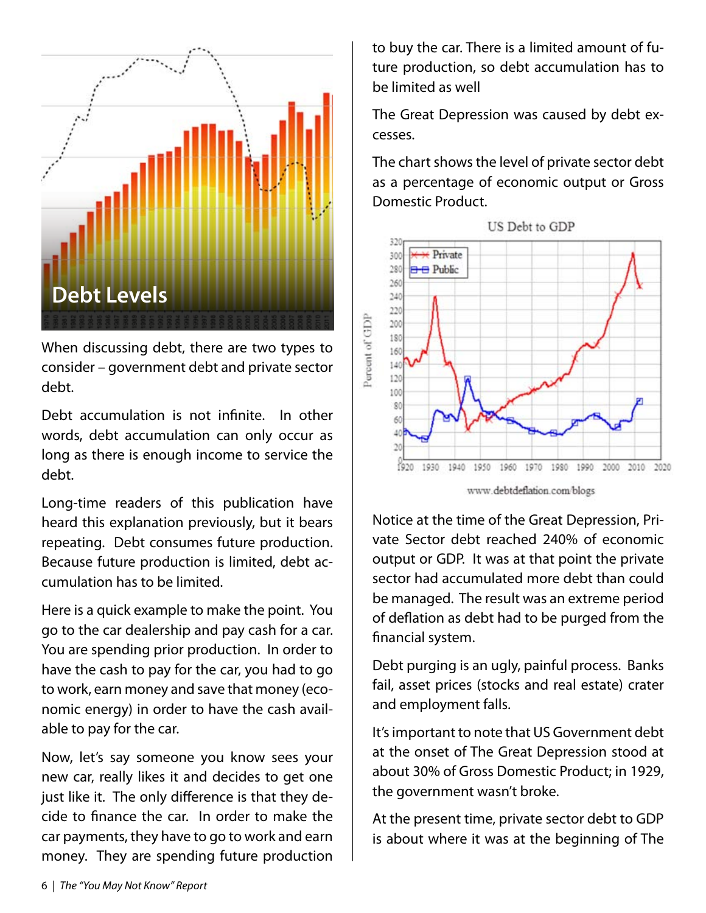# Debt Levels

When discussing debt, there are two types to consider – government debt and private sector debt.

Debt accumulation is not infinite. In other words, debt accumulation can only occur as long as there is enough income to service the debt.

Long-time readers of this publication have heard this explanation previously, but it bears repeating. Debt consumes future production. Because future production is limited, debt accumulation has to be limited.

Here is a quick example to make the point. You go to the car dealership and pay cash for a car. You are spending prior production. In order to have the cash to pay for the car, you had to go to work, earn money and save that money (economic energy) in order to have the cash available to pay for the car.

Now, let's say someone you know sees your new car, really likes it and decides to get one just like it. The only difference is that they decide to finance the car. In order to make the car payments, they have to go to work and earn money. They are spending future production to buy the car. There is a limited amount of future production, so debt accumulation has to be limited as well

The Great Depression was caused by debt excesses.

The chart shows the level of private sector debt as a percentage of economic output or Gross Domestic Product.

Notice at the time of the Great Depression, Private Sector debt reached 240% of economic output or GDP. It was at that point the private sector had accumulated more debt than could be managed. The result was an extreme period of deflation as debt had to be purged from the financial system.

Debt purging is an ugly, painful process. Banks fail, asset prices (stocks and real estate) crater and employment falls.

It's important to note that US Government debt at the onset of The Great Depression stood at about 30% of Gross Domestic Product; in 1929, the government wasn't broke.

At the present time, private sector debt to GDP is about where it was at the beginning of The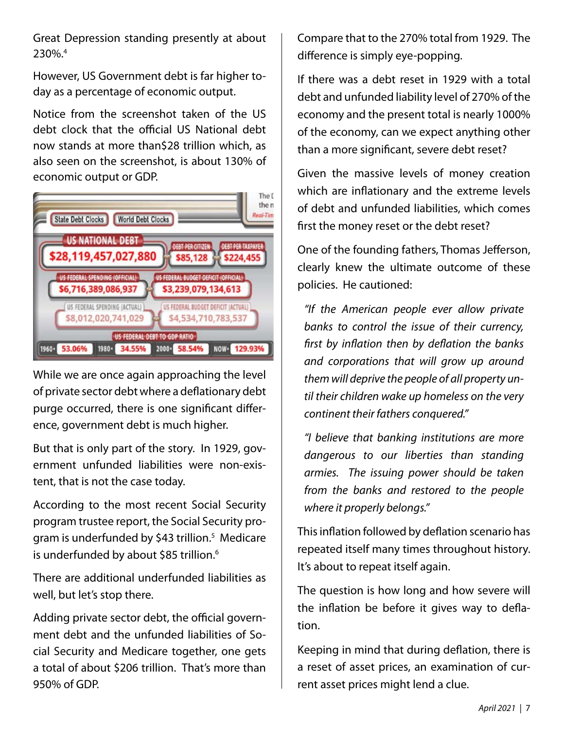Great Depression standing presently at about 230%.[4]

However, US Government debt is far higher today as a percentage of economic output.

Notice from the screenshot taken of the US debt clock that the official US National debt now stands at more than$28 trillion which, as also seen on the screenshot, is about 130% of economic output or GDP.

While we are once again approaching the level of private sector debt where a deflationary debt purge occurred, there is one significant difference, government debt is much higher.

But that is only part of the story. In 1929, government unfunded liabilities were non-existent, that is not the case today.

According to the most recent Social Security program trustee report, the Social Security program is underfunded by $43 trillion.[5] Medicare is underfunded by about $85 trillion.[6]

There are additional underfunded liabilities as well, but let's stop there.

Adding private sector debt, the official government debt and the unfunded liabilities of Social Security and Medicare together, one gets a total of about $206 trillion. That's more than 950% of GDP.

Compare that to the 270% total from 1929. The difference is simply eye-popping.

If there was a debt reset in 1929 with a total debt and unfunded liability level of 270% of the economy and the present total is nearly 1000% of the economy, can we expect anything other than a more significant, severe debt reset?

Given the massive levels of money creation which are inflationary and the extreme levels of debt and unfunded liabilities, which comes first the money reset or the debt reset?

One of the founding fathers, Thomas Jefferson, clearly knew the ultimate outcome of these policies. He cautioned:

> *"If the American people ever allow private banks to control the issue of their currency, first by inflation then by deflation the banks and corporations that will grow up around them will deprive the people of all property until their children wake up homeless on the very continent their fathers conquered."*

> *"I believe that banking institutions are more dangerous to our liberties than standing armies. The issuing power should be taken from the banks and restored to the people where it properly belongs."*

This inflation followed by deflation scenario has repeated itself many times throughout history. It's about to repeat itself again.

The question is how long and how severe will the inflation be before it gives way to deflation.

Keeping in mind that during deflation, there is a reset of asset prices, an examination of current asset prices might lend a clue.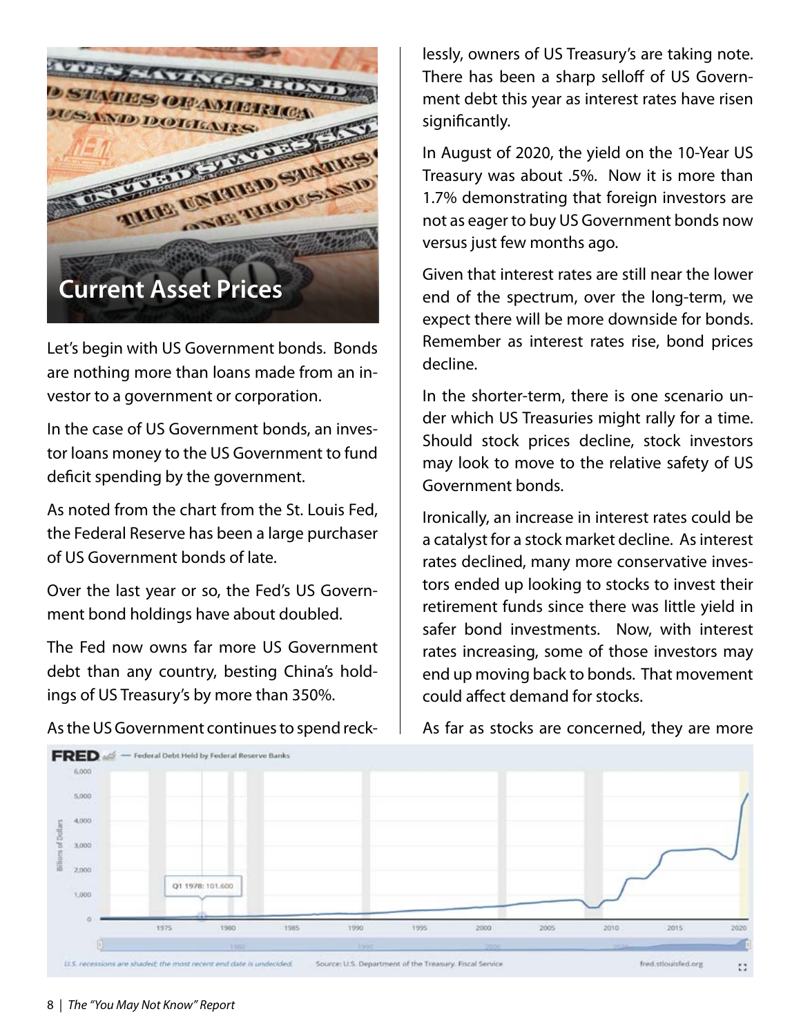## Current Asset Prices

Let's begin with US Government bonds. Bonds are nothing more than loans made from an investor to a government or corporation.

In the case of US Government bonds, an investor loans money to the US Government to fund deficit spending by the government.

As noted from the chart from the St. Louis Fed, the Federal Reserve has been a large purchaser of US Government bonds of late.

Over the last year or so, the Fed's US Government bond holdings have about doubled.

The Fed now owns far more US Government debt than any country, besting China's holdings of US Treasury's by more than 350%.

As the US Government continues to spend recklessly, owners of US Treasury's are taking note. There has been a sharp selloff of US Government debt this year as interest rates have risen significantly.

In August of 2020, the yield on the 10-Year US Treasury was about .5%. Now it is more than 1.7% demonstrating that foreign investors are not as eager to buy US Government bonds now versus just few months ago.

Given that interest rates are still near the lower end of the spectrum, over the long-term, we expect there will be more downside for bonds. Remember as interest rates rise, bond prices decline.

In the shorter-term, there is one scenario under which US Treasuries might rally for a time. Should stock prices decline, stock investors may look to move to the relative safety of US Government bonds.

Ironically, an increase in interest rates could be a catalyst for a stock market decline. As interest rates declined, many more conservative investors ended up looking to stocks to invest their retirement funds since there was little yield in safer bond investments. Now, with interest rates increasing, some of those investors may end up moving back to bonds. That movement could affect demand for stocks.

As far as stocks are concerned, they are more

FRED — Federal Debt Held by Federal Reserve Banks

U.S. recessions are shaded; the most recent end date is undecided. Source: U.S. Department of the Treasury. Fiscal Service fred.stlouisfed.org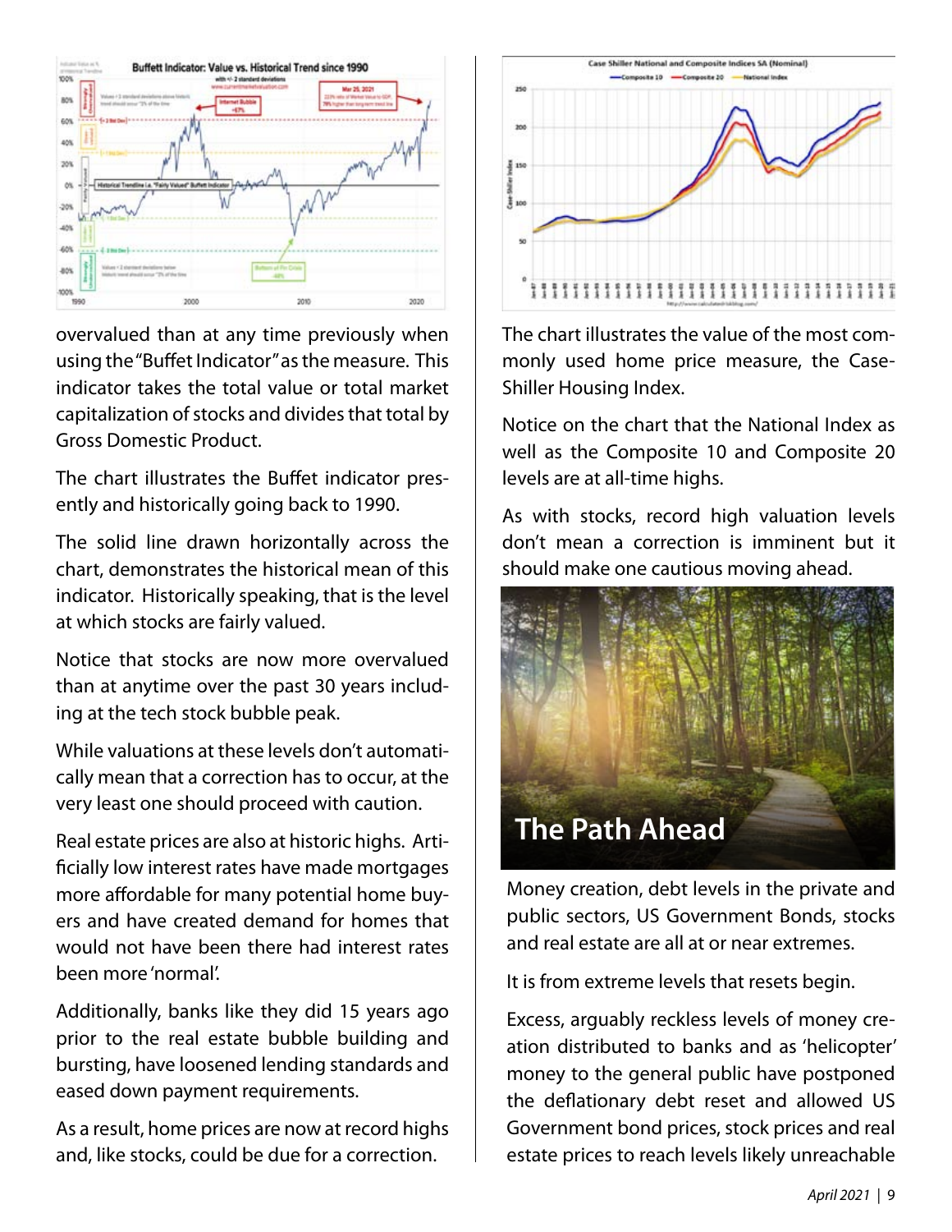overvalued than at any time previously when using the "Buffet Indicator" as the measure. This indicator takes the total value or total market capitalization of stocks and divides that total by Gross Domestic Product.

The chart illustrates the Buffet indicator presently and historically going back to 1990.

The solid line drawn horizontally across the chart, demonstrates the historical mean of this indicator. Historically speaking, that is the level at which stocks are fairly valued.

Notice that stocks are now more overvalued than at anytime over the past 30 years including at the tech stock bubble peak.

While valuations at these levels don't automatically mean that a correction has to occur, at the very least one should proceed with caution.

Real estate prices are also at historic highs. Artificially low interest rates have made mortgages more affordable for many potential home buyers and have created demand for homes that would not have been there had interest rates been more 'normal'.

Additionally, banks like they did 15 years ago prior to the real estate bubble building and bursting, have loosened lending standards and eased down payment requirements.

As a result, home prices are now at record highs and, like stocks, could be due for a correction.

The chart illustrates the value of the most commonly used home price measure, the Case-Shiller Housing Index.

Notice on the chart that the National Index as well as the Composite 10 and Composite 20 levels are at all-time highs.

As with stocks, record high valuation levels don't mean a correction is imminent but it should make one cautious moving ahead.

## The Path Ahead

Money creation, debt levels in the private and public sectors, US Government Bonds, stocks and real estate are all at or near extremes.

It is from extreme levels that resets begin.

Excess, arguably reckless levels of money creation distributed to banks and as 'helicopter' money to the general public have postponed the deflationary debt reset and allowed US Government bond prices, stock prices and real estate prices to reach levels likely unreachable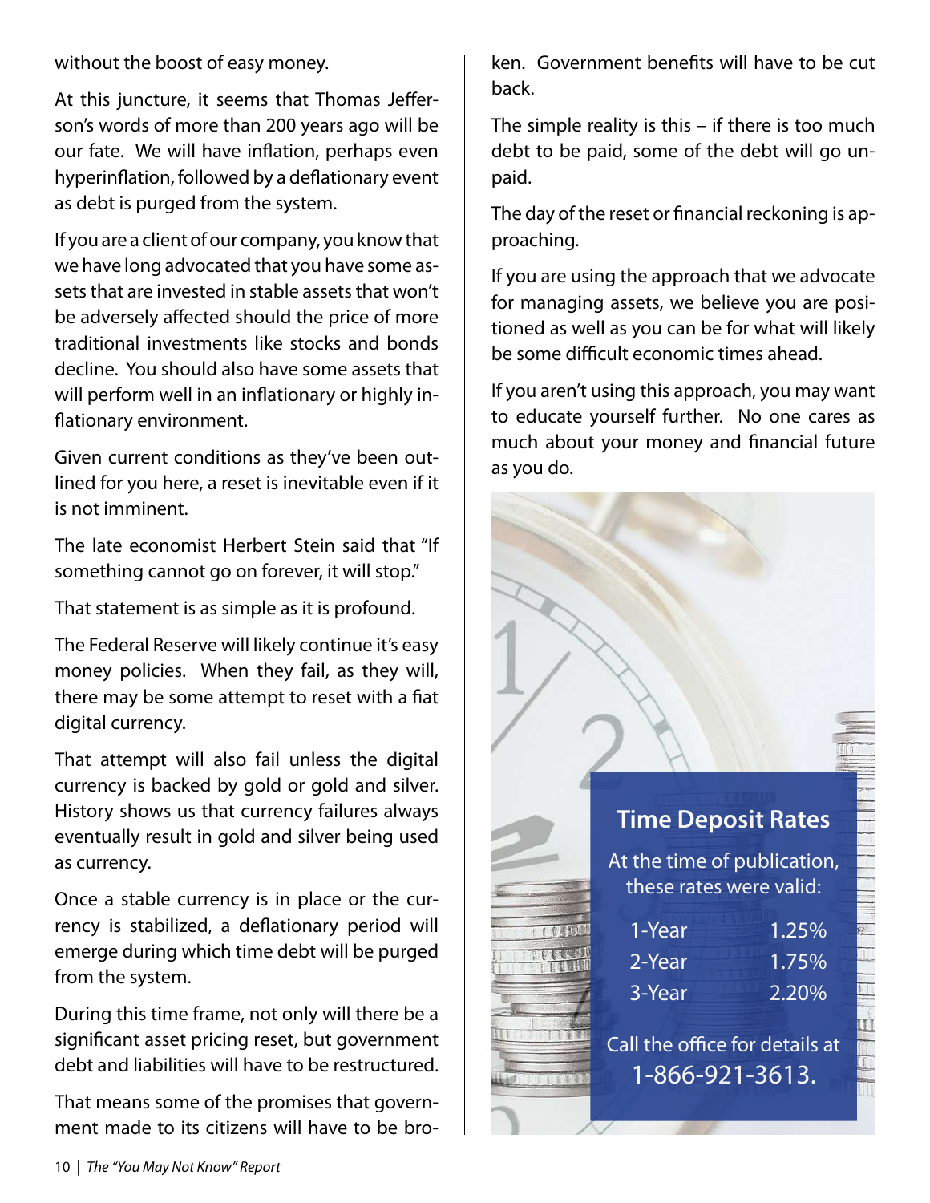without the boost of easy money.

At this juncture, it seems that Thomas Jefferson's words of more than 200 years ago will be our fate. We will have inflation, perhaps even hyperinflation, followed by a deflationary event as debt is purged from the system.

If you are a client of our company, you know that we have long advocated that you have some assets that are invested in stable assets that won't be adversely affected should the price of more traditional investments like stocks and bonds decline. You should also have some assets that will perform well in an inflationary or highly inflationary environment.

Given current conditions as they've been outlined for you here, a reset is inevitable even if it is not imminent.

The late economist Herbert Stein said that "If something cannot go on forever, it will stop."

That statement is as simple as it is profound.

The Federal Reserve will likely continue it's easy money policies. When they fail, as they will, there may be some attempt to reset with a fiat digital currency.

That attempt will also fail unless the digital currency is backed by gold or gold and silver. History shows us that currency failures always eventually result in gold and silver being used as currency.

Once a stable currency is in place or the currency is stabilized, a deflationary period will emerge during which time debt will be purged from the system.

During this time frame, not only will there be a significant asset pricing reset, but government debt and liabilities will have to be restructured.

That means some of the promises that government made to its citizens will have to be broken. Government benefits will have to be cut back.

The simple reality is this – if there is too much debt to be paid, some of the debt will go unpaid.

The day of the reset or financial reckoning is approaching.

If you are using the approach that we advocate for managing assets, we believe you are positioned as well as you can be for what will likely be some difficult economic times ahead.

If you aren't using this approach, you may want to educate yourself further. No one cares as much about your money and financial future as you do.

## Time Deposit Rates

At the time of publication, these rates were valid:

| Term | Rate |
|---|---|
| 1-Year | 1.25% |
| 2-Year | 1.75% |
| 3-Year | 2.20% |

Call the office for details at 1-866-921-3613.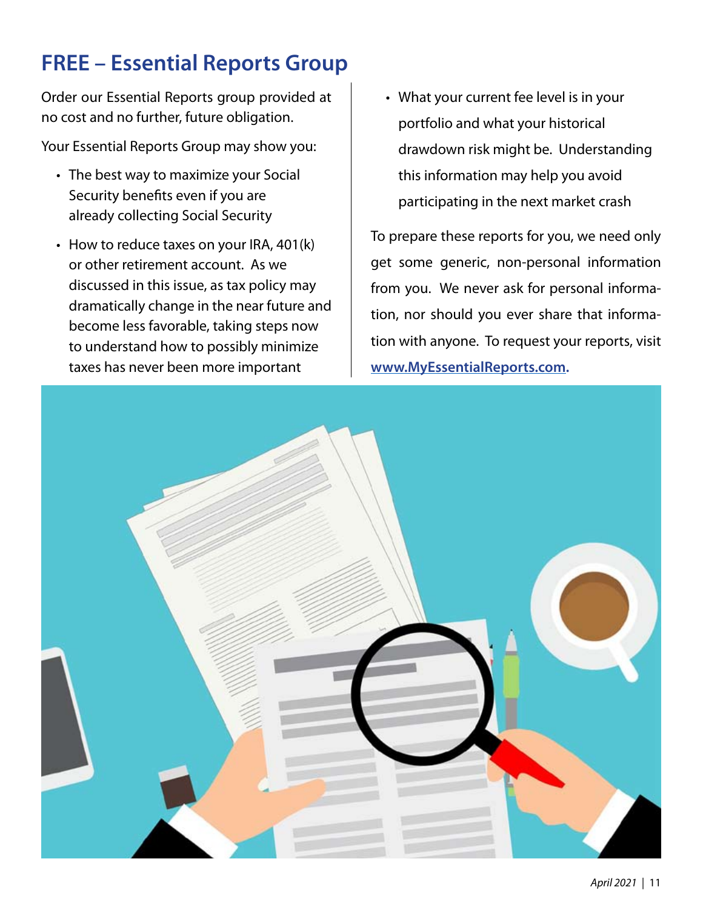# FREE – Essential Reports Group

Order our Essential Reports group provided at no cost and no further, future obligation.

Your Essential Reports Group may show you:

- The best way to maximize your Social Security benefits even if you are already collecting Social Security
- How to reduce taxes on your IRA, 401(k) or other retirement account. As we discussed in this issue, as tax policy may dramatically change in the near future and become less favorable, taking steps now to understand how to possibly minimize taxes has never been more important
- What your current fee level is in your portfolio and what your historical drawdown risk might be. Understanding this information may help you avoid participating in the next market crash

To prepare these reports for you, we need only get some generic, non-personal information from you. We never ask for personal information, nor should you ever share that information with anyone. To request your reports, visit **www.MyEssentialReports.com.**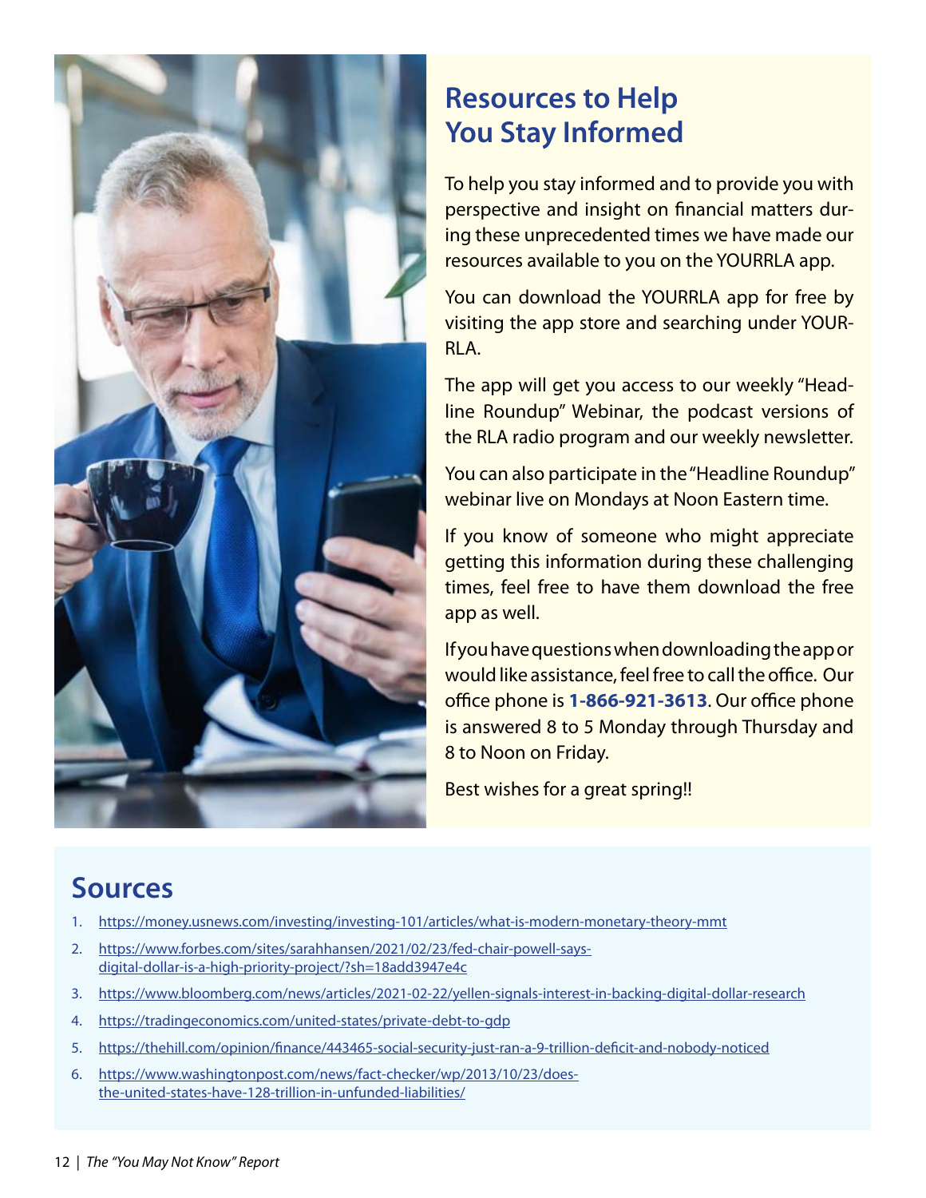## Resources to Help You Stay Informed

To help you stay informed and to provide you with perspective and insight on financial matters during these unprecedented times we have made our resources available to you on the YOURRLA app.

You can download the YOURRLA app for free by visiting the app store and searching under YOURRLA.

The app will get you access to our weekly "Headline Roundup" Webinar, the podcast versions of the RLA radio program and our weekly newsletter.

You can also participate in the "Headline Roundup" webinar live on Mondays at Noon Eastern time.

If you know of someone who might appreciate getting this information during these challenging times, feel free to have them download the free app as well.

If you have questions when downloading the app or would like assistance, feel free to call the office. Our office phone is **1-866-921-3613**. Our office phone is answered 8 to 5 Monday through Thursday and 8 to Noon on Friday.

Best wishes for a great spring!!

## Sources

1. https://money.usnews.com/investing/investing-101/articles/what-is-modern-monetary-theory-mmt
2. https://www.forbes.com/sites/sarahhansen/2021/02/23/fed-chair-powell-says-digital-dollar-is-a-high-priority-project/?sh=18add3947e4c
3. https://www.bloomberg.com/news/articles/2021-02-22/yellen-signals-interest-in-backing-digital-dollar-research
4. https://tradingeconomics.com/united-states/private-debt-to-gdp
5. https://thehill.com/opinion/finance/443465-social-security-just-ran-a-9-trillion-deficit-and-nobody-noticed
6. https://www.washingtonpost.com/news/fact-checker/wp/2013/10/23/does-the-united-states-have-128-trillion-in-unfunded-liabilities/